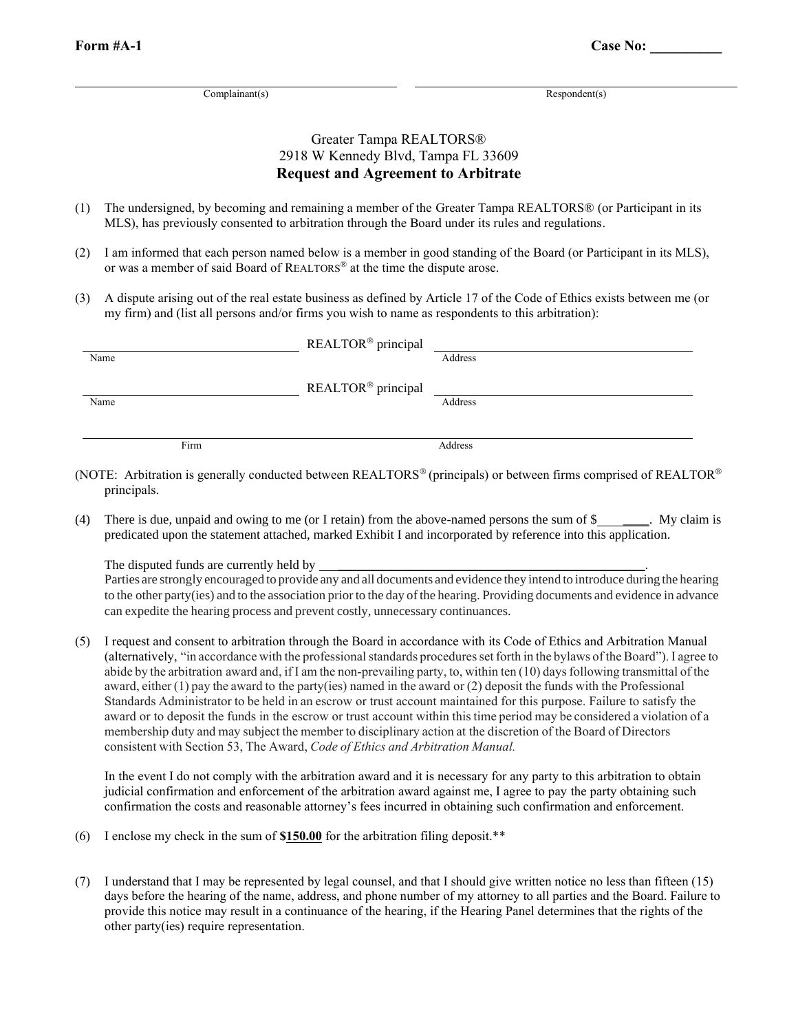**Form #A-1** **Case No: __________**

______________________________ Complainant(s) ______________________________ Respondent(s)

Greater Tampa REALTORS®
2918 W Kennedy Blvd, Tampa FL 33609

## Request and Agreement to Arbitrate

(1) The undersigned, by becoming and remaining a member of the Greater Tampa REALTORS® (or Participant in its MLS), has previously consented to arbitration through the Board under its rules and regulations.

(2) I am informed that each person named below is a member in good standing of the Board (or Participant in its MLS), or was a member of said Board of REALTORS® at the time the dispute arose.

(3) A dispute arising out of the real estate business as defined by Article 17 of the Code of Ethics exists between me (or my firm) and (list all persons and/or firms you wish to name as respondents to this arbitration):

______________________________ REALTOR® principal ______________________________
Name Address

______________________________ REALTOR® principal ______________________________
Name Address

______________________________ ______________________________
Firm Address

(NOTE: Arbitration is generally conducted between REALTORS® (principals) or between firms comprised of REALTOR® principals.

(4) There is due, unpaid and owing to me (or I retain) from the above-named persons the sum of $________. My claim is predicated upon the statement attached, marked Exhibit I and incorporated by reference into this application.

The disputed funds are currently held by ______________________________________________.
Parties are strongly encouraged to provide any and all documents and evidence they intend to introduce during the hearing to the other party(ies) and to the association prior to the day of the hearing. Providing documents and evidence in advance can expedite the hearing process and prevent costly, unnecessary continuances.

(5) I request and consent to arbitration through the Board in accordance with its Code of Ethics and Arbitration Manual (alternatively, "in accordance with the professional standards procedures set forth in the bylaws of the Board"). I agree to abide by the arbitration award and, if I am the non-prevailing party, to, within ten (10) days following transmittal of the award, either (1) pay the award to the party(ies) named in the award or (2) deposit the funds with the Professional Standards Administrator to be held in an escrow or trust account maintained for this purpose. Failure to satisfy the award or to deposit the funds in the escrow or trust account within this time period may be considered a violation of a membership duty and may subject the member to disciplinary action at the discretion of the Board of Directors consistent with Section 53, The Award, *Code of Ethics and Arbitration Manual.*

In the event I do not comply with the arbitration award and it is necessary for any party to this arbitration to obtain judicial confirmation and enforcement of the arbitration award against me, I agree to pay the party obtaining such confirmation the costs and reasonable attorney's fees incurred in obtaining such confirmation and enforcement.

(6) I enclose my check in the sum of **$150.00** for the arbitration filing deposit.**

(7) I understand that I may be represented by legal counsel, and that I should give written notice no less than fifteen (15) days before the hearing of the name, address, and phone number of my attorney to all parties and the Board. Failure to provide this notice may result in a continuance of the hearing, if the Hearing Panel determines that the rights of the other party(ies) require representation.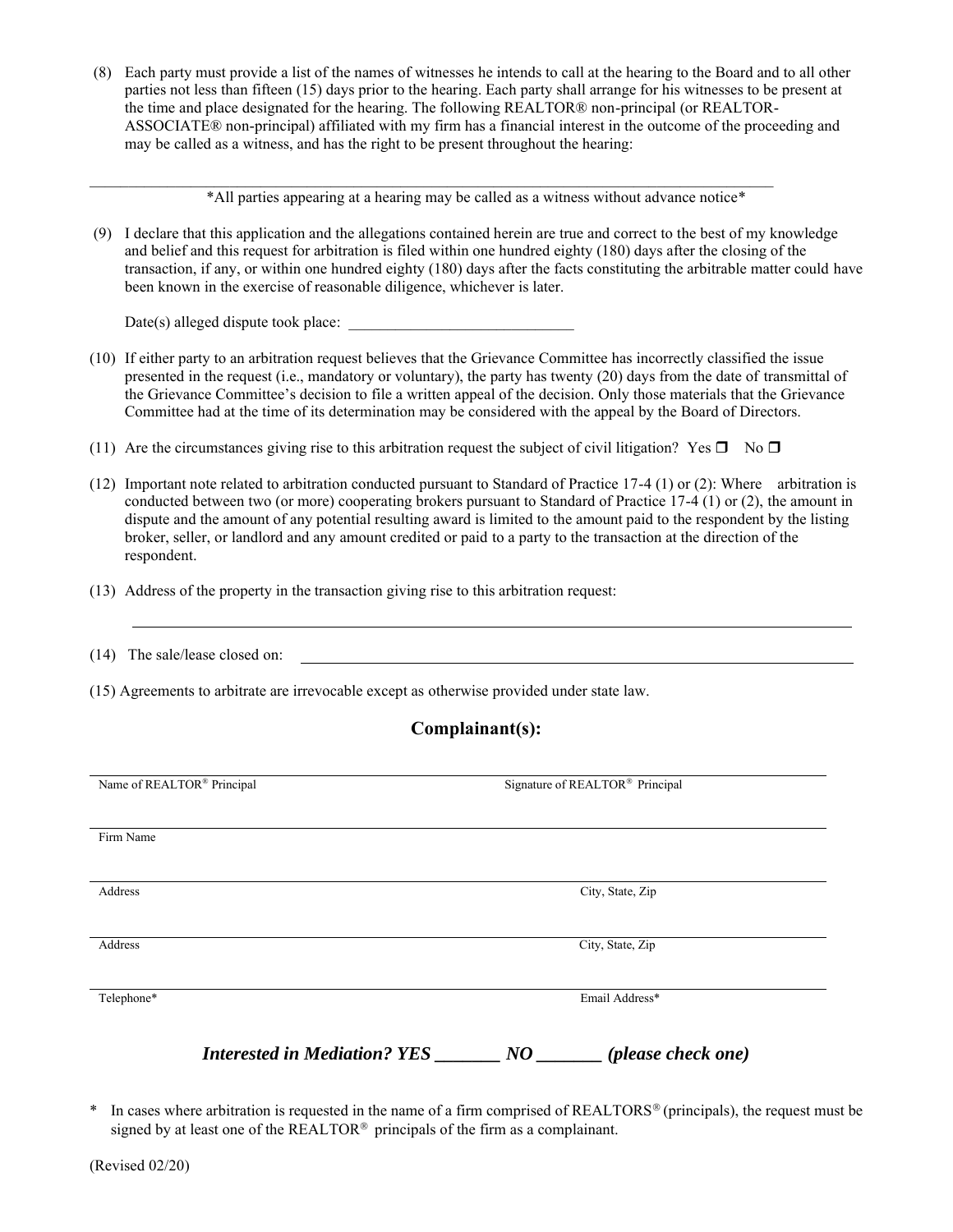(8) Each party must provide a list of the names of witnesses he intends to call at the hearing to the Board and to all other parties not less than fifteen (15) days prior to the hearing. Each party shall arrange for his witnesses to be present at the time and place designated for the hearing. The following REALTOR® non-principal (or REALTOR-ASSOCIATE® non-principal) affiliated with my firm has a financial interest in the outcome of the proceeding and may be called as a witness, and has the right to be present throughout the hearing:

\_\_\_\_\_\_\_\_\_\_\_\_\_\_\_\_\_\_\_\_\_\_\_\_\_\_\_\_\_\_\_\_\_\_\_\_\_\_\_\_\_\_\_\_\_\_\_\_\_\_\_\_\_\_\_\_\_\_\_\_\_\_\_\_\_\_\_\_\_\_\_\_\_\_\_\_\_\_\_\_\_\_

*All parties appearing at a hearing may be called as a witness without advance notice*

(9) I declare that this application and the allegations contained herein are true and correct to the best of my knowledge and belief and this request for arbitration is filed within one hundred eighty (180) days after the closing of the transaction, if any, or within one hundred eighty (180) days after the facts constituting the arbitrable matter could have been known in the exercise of reasonable diligence, whichever is later.

Date(s) alleged dispute took place: \_\_\_\_\_\_\_\_\_\_\_\_\_\_\_\_\_\_\_\_\_\_\_\_\_\_\_\_

(10) If either party to an arbitration request believes that the Grievance Committee has incorrectly classified the issue presented in the request (i.e., mandatory or voluntary), the party has twenty (20) days from the date of transmittal of the Grievance Committee's decision to file a written appeal of the decision. Only those materials that the Grievance Committee had at the time of its determination may be considered with the appeal by the Board of Directors.

(11) Are the circumstances giving rise to this arbitration request the subject of civil litigation? Yes ☐ No ☐

(12) Important note related to arbitration conducted pursuant to Standard of Practice 17-4 (1) or (2): Where arbitration is conducted between two (or more) cooperating brokers pursuant to Standard of Practice 17-4 (1) or (2), the amount in dispute and the amount of any potential resulting award is limited to the amount paid to the respondent by the listing broker, seller, or landlord and any amount credited or paid to a party to the transaction at the direction of the respondent.

(13) Address of the property in the transaction giving rise to this arbitration request:

\_\_\_\_\_\_\_\_\_\_\_\_\_\_\_\_\_\_\_\_\_\_\_\_\_\_\_\_\_\_\_\_\_\_\_\_\_\_\_\_\_\_\_\_\_\_\_\_\_\_\_\_\_\_\_\_\_\_\_\_\_\_\_\_\_\_\_\_\_\_\_\_\_\_\_\_\_\_\_\_

(14) The sale/lease closed on: \_\_\_\_\_\_\_\_\_\_\_\_\_\_\_\_\_\_\_\_\_\_\_\_\_\_\_\_\_\_\_\_\_\_\_\_\_\_\_\_\_\_\_\_\_\_\_\_\_\_\_\_\_\_\_\_\_\_\_\_

(15) Agreements to arbitrate are irrevocable except as otherwise provided under state law.

## Complainant(s):

\_\_\_\_\_\_\_\_\_\_\_\_\_\_\_\_\_\_\_\_\_\_\_\_\_\_\_\_\_\_\_\_\_\_\_\_\_\_\_\_\_\_\_\_\_\_\_\_\_\_\_\_\_\_\_\_\_\_\_\_\_\_\_\_\_\_\_\_\_\_\_\_\_\_\_\_\_\_\_\_

Name of REALTOR® Principal | Signature of REALTOR® Principal

\_\_\_\_\_\_\_\_\_\_\_\_\_\_\_\_\_\_\_\_\_\_\_\_\_\_\_\_\_\_\_\_\_\_\_\_\_\_\_\_\_\_\_\_\_\_\_\_\_\_\_\_\_\_\_\_\_\_\_\_\_\_\_\_\_\_\_\_\_\_\_\_\_\_\_\_\_\_\_\_

Firm Name

\_\_\_\_\_\_\_\_\_\_\_\_\_\_\_\_\_\_\_\_\_\_\_\_\_\_\_\_\_\_\_\_\_\_\_\_\_\_\_\_\_\_\_\_\_\_\_\_\_\_\_\_\_\_\_\_\_\_\_\_\_\_\_\_\_\_\_\_\_\_\_\_\_\_\_\_\_\_\_\_

Address | City, State, Zip

\_\_\_\_\_\_\_\_\_\_\_\_\_\_\_\_\_\_\_\_\_\_\_\_\_\_\_\_\_\_\_\_\_\_\_\_\_\_\_\_\_\_\_\_\_\_\_\_\_\_\_\_\_\_\_\_\_\_\_\_\_\_\_\_\_\_\_\_\_\_\_\_\_\_\_\_\_\_\_\_

Address | City, State, Zip

\_\_\_\_\_\_\_\_\_\_\_\_\_\_\_\_\_\_\_\_\_\_\_\_\_\_\_\_\_\_\_\_\_\_\_\_\_\_\_\_\_\_\_\_\_\_\_\_\_\_\_\_\_\_\_\_\_\_\_\_\_\_\_\_\_\_\_\_\_\_\_\_\_\_\_\_\_\_\_\_

Telephone* | Email Address*

***Interested in Mediation? YES \_\_\_\_\_\_\_ NO \_\_\_\_\_\_\_ (please check one)***

\* In cases where arbitration is requested in the name of a firm comprised of REALTORS® (principals), the request must be signed by at least one of the REALTOR® principals of the firm as a complainant.

(Revised 02/20)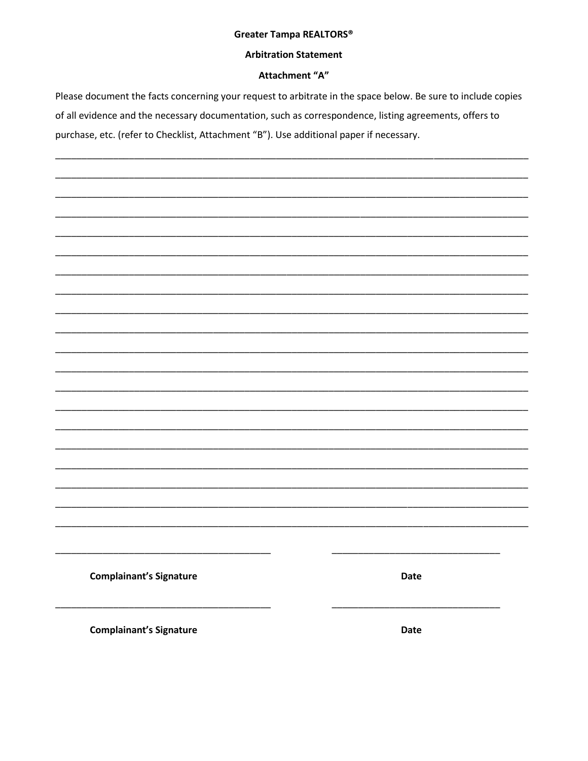**Greater Tampa REALTORS®**

**Arbitration Statement**

**Attachment "A"**

Please document the facts concerning your request to arbitrate in the space below. Be sure to include copies of all evidence and the necessary documentation, such as correspondence, listing agreements, offers to purchase, etc. (refer to Checklist, Attachment "B"). Use additional paper if necessary.

\_\_\_\_\_\_\_\_\_\_\_\_\_\_\_\_\_\_\_\_\_\_\_\_\_\_\_\_\_\_\_\_\_\_\_\_\_\_\_\_\_\_\_\_\_\_\_\_\_\_\_\_\_\_\_\_\_\_\_\_\_\_\_\_\_\_\_\_\_\_\_\_\_\_\_\_\_\_\_\_\_\_

\_\_\_\_\_\_\_\_\_\_\_\_\_\_\_\_\_\_\_\_\_\_\_\_\_\_\_\_\_\_\_\_\_\_\_\_\_\_\_\_\_\_\_\_\_\_\_\_\_\_\_\_\_\_\_\_\_\_\_\_\_\_\_\_\_\_\_\_\_\_\_\_\_\_\_\_\_\_\_\_\_\_

\_\_\_\_\_\_\_\_\_\_\_\_\_\_\_\_\_\_\_\_\_\_\_\_\_\_\_\_\_\_\_\_\_\_\_\_\_\_\_\_\_\_\_\_\_\_\_\_\_\_\_\_\_\_\_\_\_\_\_\_\_\_\_\_\_\_\_\_\_\_\_\_\_\_\_\_\_\_\_\_\_\_

\_\_\_\_\_\_\_\_\_\_\_\_\_\_\_\_\_\_\_\_\_\_\_\_\_\_\_\_\_\_\_\_\_\_\_\_\_\_\_\_\_\_\_\_\_\_\_\_\_\_\_\_\_\_\_\_\_\_\_\_\_\_\_\_\_\_\_\_\_\_\_\_\_\_\_\_\_\_\_\_\_\_

\_\_\_\_\_\_\_\_\_\_\_\_\_\_\_\_\_\_\_\_\_\_\_\_\_\_\_\_\_\_\_\_\_\_\_\_\_\_\_\_\_\_\_\_\_\_\_\_\_\_\_\_\_\_\_\_\_\_\_\_\_\_\_\_\_\_\_\_\_\_\_\_\_\_\_\_\_\_\_\_\_\_

\_\_\_\_\_\_\_\_\_\_\_\_\_\_\_\_\_\_\_\_\_\_\_\_\_\_\_\_\_\_\_\_\_\_\_\_\_\_\_\_\_\_\_\_\_\_\_\_\_\_\_\_\_\_\_\_\_\_\_\_\_\_\_\_\_\_\_\_\_\_\_\_\_\_\_\_\_\_\_\_\_\_

\_\_\_\_\_\_\_\_\_\_\_\_\_\_\_\_\_\_\_\_\_\_\_\_\_\_\_\_\_\_\_\_\_\_\_\_\_\_\_\_\_\_\_\_\_\_\_\_\_\_\_\_\_\_\_\_\_\_\_\_\_\_\_\_\_\_\_\_\_\_\_\_\_\_\_\_\_\_\_\_\_\_

\_\_\_\_\_\_\_\_\_\_\_\_\_\_\_\_\_\_\_\_\_\_\_\_\_\_\_\_\_\_\_\_\_\_\_\_\_\_\_\_\_\_\_\_\_\_\_\_\_\_\_\_\_\_\_\_\_\_\_\_\_\_\_\_\_\_\_\_\_\_\_\_\_\_\_\_\_\_\_\_\_\_

\_\_\_\_\_\_\_\_\_\_\_\_\_\_\_\_\_\_\_\_\_\_\_\_\_\_\_\_\_\_\_\_\_\_\_\_\_\_\_\_\_\_\_\_\_\_\_\_\_\_\_\_\_\_\_\_\_\_\_\_\_\_\_\_\_\_\_\_\_\_\_\_\_\_\_\_\_\_\_\_\_\_

\_\_\_\_\_\_\_\_\_\_\_\_\_\_\_\_\_\_\_\_\_\_\_\_\_\_\_\_\_\_\_\_\_\_\_\_\_\_\_\_\_\_\_\_\_\_\_\_\_\_\_\_\_\_\_\_\_\_\_\_\_\_\_\_\_\_\_\_\_\_\_\_\_\_\_\_\_\_\_\_\_\_

\_\_\_\_\_\_\_\_\_\_\_\_\_\_\_\_\_\_\_\_\_\_\_\_\_\_\_\_\_\_\_\_\_\_\_\_\_\_\_\_\_\_\_\_\_\_\_\_\_\_\_\_\_\_\_\_\_\_\_\_\_\_\_\_\_\_\_\_\_\_\_\_\_\_\_\_\_\_\_\_\_\_

\_\_\_\_\_\_\_\_\_\_\_\_\_\_\_\_\_\_\_\_\_\_\_\_\_\_\_\_\_\_\_\_\_\_\_\_\_\_\_\_\_\_\_\_\_\_\_\_\_\_\_\_\_\_\_\_\_\_\_\_\_\_\_\_\_\_\_\_\_\_\_\_\_\_\_\_\_\_\_\_\_\_

\_\_\_\_\_\_\_\_\_\_\_\_\_\_\_\_\_\_\_\_\_\_\_\_\_\_\_\_\_\_\_\_\_\_\_\_\_\_\_\_\_\_\_\_\_\_\_\_\_\_\_\_\_\_\_\_\_\_\_\_\_\_\_\_\_\_\_\_\_\_\_\_\_\_\_\_\_\_\_\_\_\_

\_\_\_\_\_\_\_\_\_\_\_\_\_\_\_\_\_\_\_\_\_\_\_\_\_\_\_\_\_\_\_\_\_\_\_\_\_\_\_\_\_\_\_\_\_\_\_\_\_\_\_\_\_\_\_\_\_\_\_\_\_\_\_\_\_\_\_\_\_\_\_\_\_\_\_\_\_\_\_\_\_\_

\_\_\_\_\_\_\_\_\_\_\_\_\_\_\_\_\_\_\_\_\_\_\_\_\_\_\_\_\_\_\_\_\_\_\_\_\_\_\_\_\_\_\_\_\_\_\_\_\_\_\_\_\_\_\_\_\_\_\_\_\_\_\_\_\_\_\_\_\_\_\_\_\_\_\_\_\_\_\_\_\_\_

\_\_\_\_\_\_\_\_\_\_\_\_\_\_\_\_\_\_\_\_\_\_\_\_\_\_\_\_\_\_\_\_\_\_\_\_\_\_\_\_\_\_\_\_\_\_\_\_\_\_\_\_\_\_\_\_\_\_\_\_\_\_\_\_\_\_\_\_\_\_\_\_\_\_\_\_\_\_\_\_\_\_

\_\_\_\_\_\_\_\_\_\_\_\_\_\_\_\_\_\_\_\_\_\_\_\_\_\_\_\_\_\_\_\_\_\_\_\_\_\_\_\_\_\_\_\_\_\_\_\_\_\_\_\_\_\_\_\_\_\_\_\_\_\_\_\_\_\_\_\_\_\_\_\_\_\_\_\_\_\_\_\_\_\_

\_\_\_\_\_\_\_\_\_\_\_\_\_\_\_\_\_\_\_\_\_\_\_\_\_\_\_\_\_\_\_\_\_\_\_\_\_\_\_\_\_\_\_\_\_\_\_\_\_\_\_\_\_\_\_\_\_\_\_\_\_\_\_\_\_\_\_\_\_\_\_\_\_\_\_\_\_\_\_\_\_\_

\_\_\_\_\_\_\_\_\_\_\_\_\_\_\_\_\_\_\_\_\_\_\_\_\_\_\_\_\_\_\_\_\_\_\_\_\_\_\_\_\_\_\_\_\_\_\_\_\_\_\_\_\_\_\_\_\_\_\_\_\_\_\_\_\_\_\_\_\_\_\_\_\_\_\_\_\_\_\_\_\_\_

\_\_\_\_\_\_\_\_\_\_\_\_\_\_\_\_\_\_\_\_\_\_\_\_\_\_\_\_\_\_\_\_\_\_\_\_\_\_\_\_\_\_\_\_\_\_\_\_\_\_\_\_\_\_\_\_\_\_\_\_\_\_\_\_\_\_\_\_\_\_\_\_\_\_\_\_\_\_\_\_\_\_

| \_\_\_\_\_\_\_\_\_\_\_\_\_\_\_\_\_\_\_\_\_\_\_\_\_\_\_\_\_\_\_\_\_\_\_\_\_\_\_\_ | \_\_\_\_\_\_\_\_\_\_\_\_\_\_\_\_\_\_\_\_\_\_\_\_\_\_\_\_\_\_\_\_ |
|---|---|
| **Complainant's Signature** | **Date** |
| \_\_\_\_\_\_\_\_\_\_\_\_\_\_\_\_\_\_\_\_\_\_\_\_\_\_\_\_\_\_\_\_\_\_\_\_\_\_\_\_ | \_\_\_\_\_\_\_\_\_\_\_\_\_\_\_\_\_\_\_\_\_\_\_\_\_\_\_\_\_\_\_\_ |
| **Complainant's Signature** | **Date** |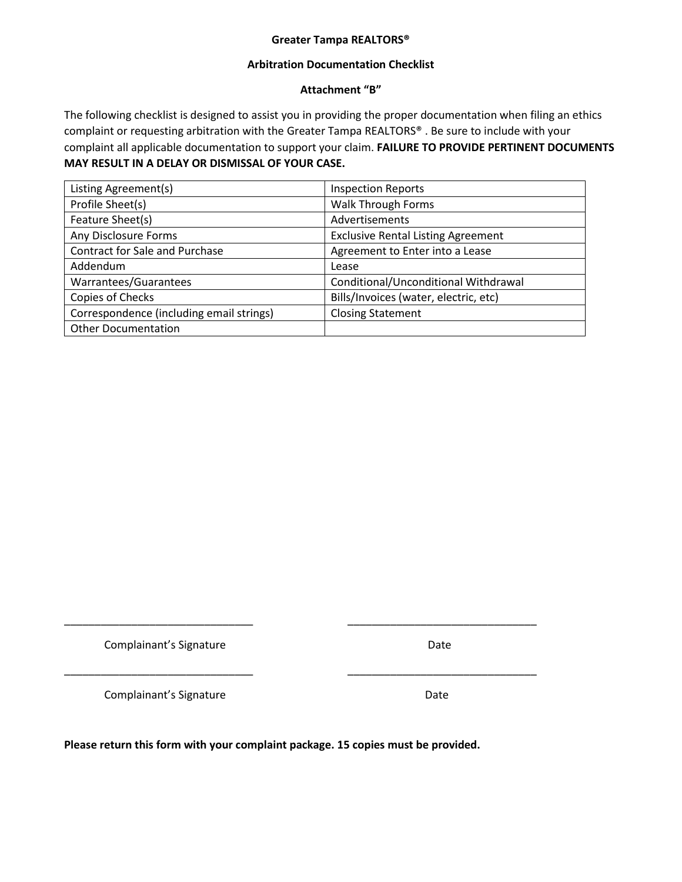**Greater Tampa REALTORS®**

**Arbitration Documentation Checklist**

**Attachment "B"**

The following checklist is designed to assist you in providing the proper documentation when filing an ethics complaint or requesting arbitration with the Greater Tampa REALTORS® . Be sure to include with your complaint all applicable documentation to support your claim. **FAILURE TO PROVIDE PERTINENT DOCUMENTS MAY RESULT IN A DELAY OR DISMISSAL OF YOUR CASE.**

| | |
|---|---|
| Listing Agreement(s) | Inspection Reports |
| Profile Sheet(s) | Walk Through Forms |
| Feature Sheet(s) | Advertisements |
| Any Disclosure Forms | Exclusive Rental Listing Agreement |
| Contract for Sale and Purchase | Agreement to Enter into a Lease |
| Addendum | Lease |
| Warrantees/Guarantees | Conditional/Unconditional Withdrawal |
| Copies of Checks | Bills/Invoices (water, electric, etc) |
| Correspondence (including email strings) | Closing Statement |
| Other Documentation | |

_______________________________ _______________________________

Complainant's Signature Date

_______________________________ _______________________________

Complainant's Signature Date

**Please return this form with your complaint package. 15 copies must be provided.**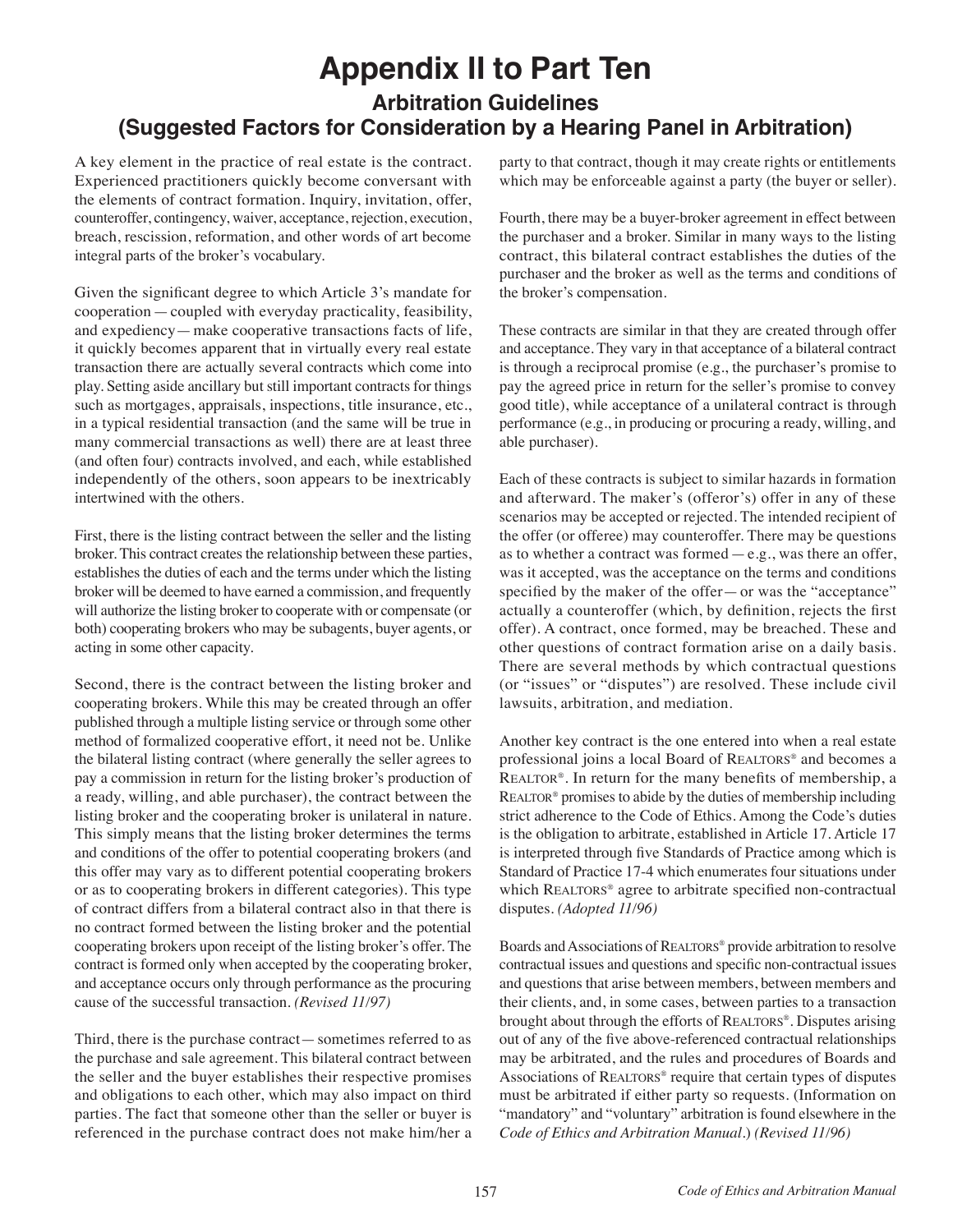# Appendix II to Part Ten

## Arbitration Guidelines
## (Suggested Factors for Consideration by a Hearing Panel in Arbitration)

A key element in the practice of real estate is the contract. Experienced practitioners quickly become conversant with the elements of contract formation. Inquiry, invitation, offer, counteroffer, contingency, waiver, acceptance, rejection, execution, breach, rescission, reformation, and other words of art become integral parts of the broker's vocabulary.

Given the significant degree to which Article 3's mandate for cooperation — coupled with everyday practicality, feasibility, and expediency — make cooperative transactions facts of life, it quickly becomes apparent that in virtually every real estate transaction there are actually several contracts which come into play. Setting aside ancillary but still important contracts for things such as mortgages, appraisals, inspections, title insurance, etc., in a typical residential transaction (and the same will be true in many commercial transactions as well) there are at least three (and often four) contracts involved, and each, while established independently of the others, soon appears to be inextricably intertwined with the others.

First, there is the listing contract between the seller and the listing broker. This contract creates the relationship between these parties, establishes the duties of each and the terms under which the listing broker will be deemed to have earned a commission, and frequently will authorize the listing broker to cooperate with or compensate (or both) cooperating brokers who may be subagents, buyer agents, or acting in some other capacity.

Second, there is the contract between the listing broker and cooperating brokers. While this may be created through an offer published through a multiple listing service or through some other method of formalized cooperative effort, it need not be. Unlike the bilateral listing contract (where generally the seller agrees to pay a commission in return for the listing broker's production of a ready, willing, and able purchaser), the contract between the listing broker and the cooperating broker is unilateral in nature. This simply means that the listing broker determines the terms and conditions of the offer to potential cooperating brokers (and this offer may vary as to different potential cooperating brokers or as to cooperating brokers in different categories). This type of contract differs from a bilateral contract also in that there is no contract formed between the listing broker and the potential cooperating brokers upon receipt of the listing broker's offer. The contract is formed only when accepted by the cooperating broker, and acceptance occurs only through performance as the procuring cause of the successful transaction. *(Revised 11/97)*

Third, there is the purchase contract — sometimes referred to as the purchase and sale agreement. This bilateral contract between the seller and the buyer establishes their respective promises and obligations to each other, which may also impact on third parties. The fact that someone other than the seller or buyer is referenced in the purchase contract does not make him/her a party to that contract, though it may create rights or entitlements which may be enforceable against a party (the buyer or seller).

Fourth, there may be a buyer-broker agreement in effect between the purchaser and a broker. Similar in many ways to the listing contract, this bilateral contract establishes the duties of the purchaser and the broker as well as the terms and conditions of the broker's compensation.

These contracts are similar in that they are created through offer and acceptance. They vary in that acceptance of a bilateral contract is through a reciprocal promise (e.g., the purchaser's promise to pay the agreed price in return for the seller's promise to convey good title), while acceptance of a unilateral contract is through performance (e.g., in producing or procuring a ready, willing, and able purchaser).

Each of these contracts is subject to similar hazards in formation and afterward. The maker's (offeror's) offer in any of these scenarios may be accepted or rejected. The intended recipient of the offer (or offeree) may counteroffer. There may be questions as to whether a contract was formed — e.g., was there an offer, was it accepted, was the acceptance on the terms and conditions specified by the maker of the offer — or was the "acceptance" actually a counteroffer (which, by definition, rejects the first offer). A contract, once formed, may be breached. These and other questions of contract formation arise on a daily basis. There are several methods by which contractual questions (or "issues" or "disputes") are resolved. These include civil lawsuits, arbitration, and mediation.

Another key contract is the one entered into when a real estate professional joins a local Board of REALTORS® and becomes a REALTOR®. In return for the many benefits of membership, a REALTOR® promises to abide by the duties of membership including strict adherence to the Code of Ethics. Among the Code's duties is the obligation to arbitrate, established in Article 17. Article 17 is interpreted through five Standards of Practice among which is Standard of Practice 17-4 which enumerates four situations under which REALTORS® agree to arbitrate specified non-contractual disputes. *(Adopted 11/96)*

Boards and Associations of REALTORS® provide arbitration to resolve contractual issues and questions and specific non-contractual issues and questions that arise between members, between members and their clients, and, in some cases, between parties to a transaction brought about through the efforts of REALTORS®. Disputes arising out of any of the five above-referenced contractual relationships may be arbitrated, and the rules and procedures of Boards and Associations of REALTORS® require that certain types of disputes must be arbitrated if either party so requests. (Information on "mandatory" and "voluntary" arbitration is found elsewhere in the *Code of Ethics and Arbitration Manual*.) *(Revised 11/96)*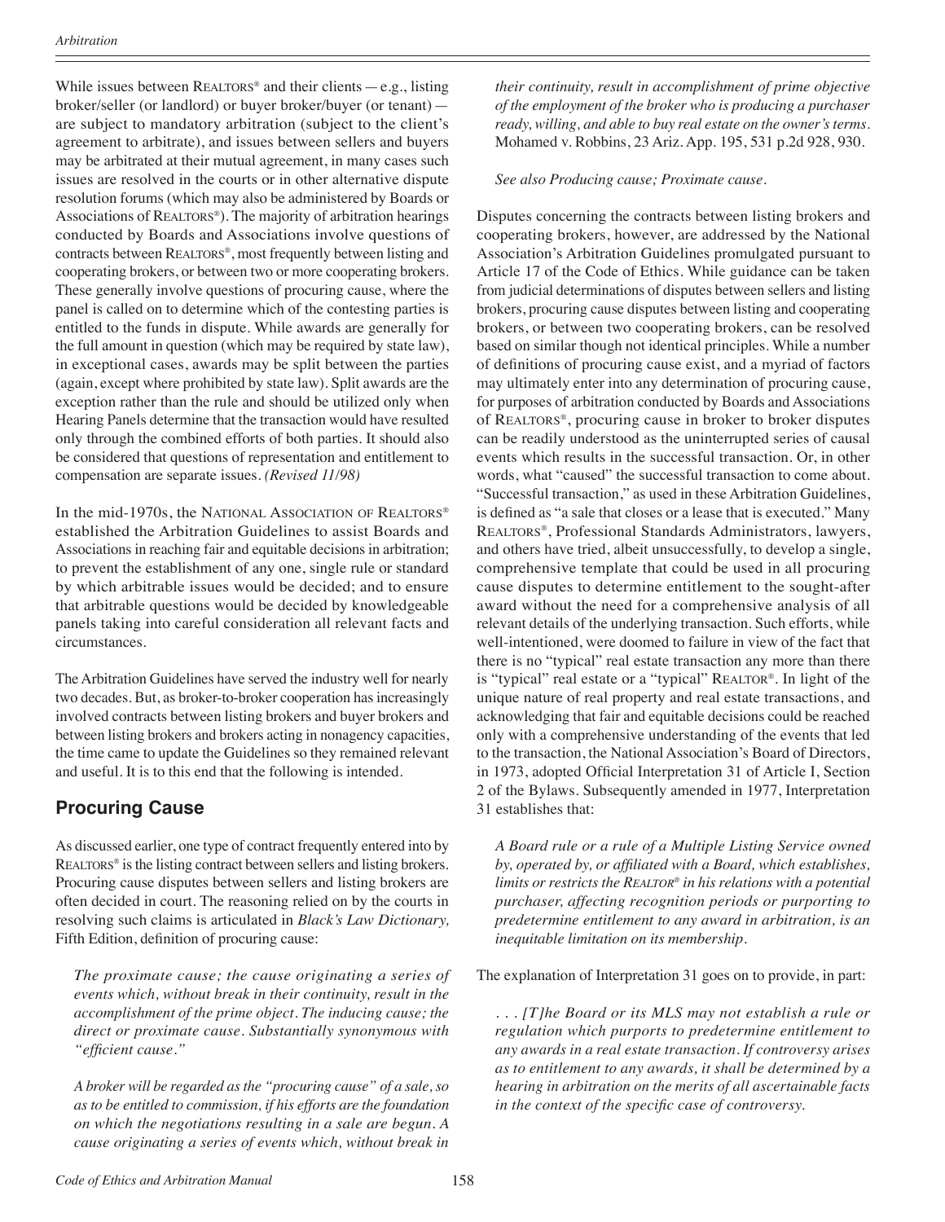While issues between REALTORS® and their clients — e.g., listing broker/seller (or landlord) or buyer broker/buyer (or tenant) — are subject to mandatory arbitration (subject to the client's agreement to arbitrate), and issues between sellers and buyers may be arbitrated at their mutual agreement, in many cases such issues are resolved in the courts or in other alternative dispute resolution forums (which may also be administered by Boards or Associations of REALTORS®). The majority of arbitration hearings conducted by Boards and Associations involve questions of contracts between REALTORS®, most frequently between listing and cooperating brokers, or between two or more cooperating brokers. These generally involve questions of procuring cause, where the panel is called on to determine which of the contesting parties is entitled to the funds in dispute. While awards are generally for the full amount in question (which may be required by state law), in exceptional cases, awards may be split between the parties (again, except where prohibited by state law). Split awards are the exception rather than the rule and should be utilized only when Hearing Panels determine that the transaction would have resulted only through the combined efforts of both parties. It should also be considered that questions of representation and entitlement to compensation are separate issues. *(Revised 11/98)*

In the mid-1970s, the NATIONAL ASSOCIATION OF REALTORS® established the Arbitration Guidelines to assist Boards and Associations in reaching fair and equitable decisions in arbitration; to prevent the establishment of any one, single rule or standard by which arbitrable issues would be decided; and to ensure that arbitrable questions would be decided by knowledgeable panels taking into careful consideration all relevant facts and circumstances.

The Arbitration Guidelines have served the industry well for nearly two decades. But, as broker-to-broker cooperation has increasingly involved contracts between listing brokers and buyer brokers and between listing brokers and brokers acting in nonagency capacities, the time came to update the Guidelines so they remained relevant and useful. It is to this end that the following is intended.

## Procuring Cause

As discussed earlier, one type of contract frequently entered into by REALTORS® is the listing contract between sellers and listing brokers. Procuring cause disputes between sellers and listing brokers are often decided in court. The reasoning relied on by the courts in resolving such claims is articulated in *Black's Law Dictionary,* Fifth Edition, definition of procuring cause:

> *The proximate cause; the cause originating a series of events which, without break in their continuity, result in the accomplishment of the prime object. The inducing cause; the direct or proximate cause. Substantially synonymous with "efficient cause."*
>
> *A broker will be regarded as the "procuring cause" of a sale, so as to be entitled to commission, if his efforts are the foundation on which the negotiations resulting in a sale are begun. A cause originating a series of events which, without break in their continuity, result in accomplishment of prime objective of the employment of the broker who is producing a purchaser ready, willing, and able to buy real estate on the owner's terms.* Mohamed v. Robbins, 23 Ariz. App. 195, 531 p.2d 928, 930.
>
> *See also Producing cause; Proximate cause.*

Disputes concerning the contracts between listing brokers and cooperating brokers, however, are addressed by the National Association's Arbitration Guidelines promulgated pursuant to Article 17 of the Code of Ethics. While guidance can be taken from judicial determinations of disputes between sellers and listing brokers, procuring cause disputes between listing and cooperating brokers, or between two cooperating brokers, can be resolved based on similar though not identical principles. While a number of definitions of procuring cause exist, and a myriad of factors may ultimately enter into any determination of procuring cause, for purposes of arbitration conducted by Boards and Associations of REALTORS®, procuring cause in broker to broker disputes can be readily understood as the uninterrupted series of causal events which results in the successful transaction. Or, in other words, what "caused" the successful transaction to come about. "Successful transaction," as used in these Arbitration Guidelines, is defined as "a sale that closes or a lease that is executed." Many REALTORS®, Professional Standards Administrators, lawyers, and others have tried, albeit unsuccessfully, to develop a single, comprehensive template that could be used in all procuring cause disputes to determine entitlement to the sought-after award without the need for a comprehensive analysis of all relevant details of the underlying transaction. Such efforts, while well-intentioned, were doomed to failure in view of the fact that there is no "typical" real estate transaction any more than there is "typical" real estate or a "typical" REALTOR®. In light of the unique nature of real property and real estate transactions, and acknowledging that fair and equitable decisions could be reached only with a comprehensive understanding of the events that led to the transaction, the National Association's Board of Directors, in 1973, adopted Official Interpretation 31 of Article I, Section 2 of the Bylaws. Subsequently amended in 1977, Interpretation 31 establishes that:

> *A Board rule or a rule of a Multiple Listing Service owned by, operated by, or affiliated with a Board, which establishes, limits or restricts the REALTOR® in his relations with a potential purchaser, affecting recognition periods or purporting to predetermine entitlement to any award in arbitration, is an inequitable limitation on its membership.*

The explanation of Interpretation 31 goes on to provide, in part:

> *. . . [T]he Board or its MLS may not establish a rule or regulation which purports to predetermine entitlement to any awards in a real estate transaction. If controversy arises as to entitlement to any awards, it shall be determined by a hearing in arbitration on the merits of all ascertainable facts in the context of the specific case of controversy.*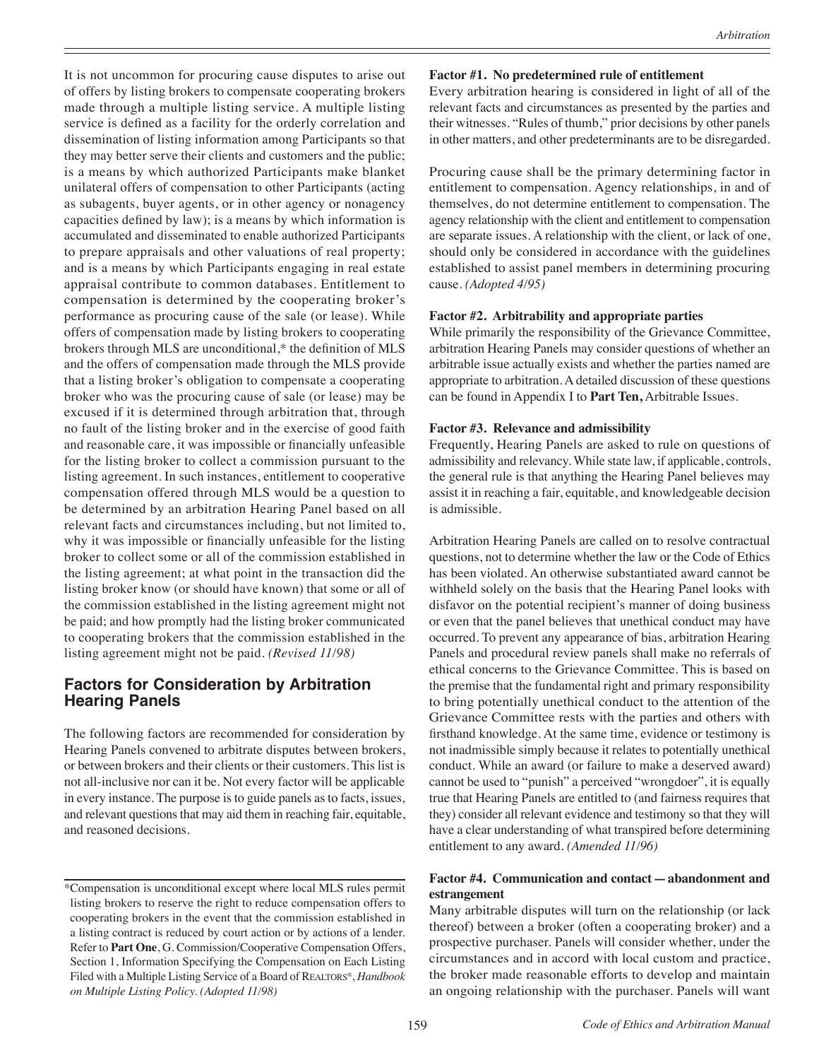It is not uncommon for procuring cause disputes to arise out of offers by listing brokers to compensate cooperating brokers made through a multiple listing service. A multiple listing service is defined as a facility for the orderly correlation and dissemination of listing information among Participants so that they may better serve their clients and customers and the public; is a means by which authorized Participants make blanket unilateral offers of compensation to other Participants (acting as subagents, buyer agents, or in other agency or nonagency capacities defined by law); is a means by which information is accumulated and disseminated to enable authorized Participants to prepare appraisals and other valuations of real property; and is a means by which Participants engaging in real estate appraisal contribute to common databases. Entitlement to compensation is determined by the cooperating broker's performance as procuring cause of the sale (or lease). While offers of compensation made by listing brokers to cooperating brokers through MLS are unconditional,* the definition of MLS and the offers of compensation made through the MLS provide that a listing broker's obligation to compensate a cooperating broker who was the procuring cause of sale (or lease) may be excused if it is determined through arbitration that, through no fault of the listing broker and in the exercise of good faith and reasonable care, it was impossible or financially unfeasible for the listing broker to collect a commission pursuant to the listing agreement. In such instances, entitlement to cooperative compensation offered through MLS would be a question to be determined by an arbitration Hearing Panel based on all relevant facts and circumstances including, but not limited to, why it was impossible or financially unfeasible for the listing broker to collect some or all of the commission established in the listing agreement; at what point in the transaction did the listing broker know (or should have known) that some or all of the commission established in the listing agreement might not be paid; and how promptly had the listing broker communicated to cooperating brokers that the commission established in the listing agreement might not be paid. *(Revised 11/98)*

## Factors for Consideration by Arbitration Hearing Panels

The following factors are recommended for consideration by Hearing Panels convened to arbitrate disputes between brokers, or between brokers and their clients or their customers. This list is not all-inclusive nor can it be. Not every factor will be applicable in every instance. The purpose is to guide panels as to facts, issues, and relevant questions that may aid them in reaching fair, equitable, and reasoned decisions.

*Compensation is unconditional except where local MLS rules permit listing brokers to reserve the right to reduce compensation offers to cooperating brokers in the event that the commission established in a listing contract is reduced by court action or by actions of a lender. Refer to **Part One**, G. Commission/Cooperative Compensation Offers, Section 1, Information Specifying the Compensation on Each Listing Filed with a Multiple Listing Service of a Board of REALTORS®, *Handbook on Multiple Listing Policy. (Adopted 11/98)*

**Factor #1. No predetermined rule of entitlement**

Every arbitration hearing is considered in light of all of the relevant facts and circumstances as presented by the parties and their witnesses. "Rules of thumb," prior decisions by other panels in other matters, and other predeterminants are to be disregarded.

Procuring cause shall be the primary determining factor in entitlement to compensation. Agency relationships, in and of themselves, do not determine entitlement to compensation. The agency relationship with the client and entitlement to compensation are separate issues. A relationship with the client, or lack of one, should only be considered in accordance with the guidelines established to assist panel members in determining procuring cause. *(Adopted 4/95)*

**Factor #2. Arbitrability and appropriate parties**

While primarily the responsibility of the Grievance Committee, arbitration Hearing Panels may consider questions of whether an arbitrable issue actually exists and whether the parties named are appropriate to arbitration. A detailed discussion of these questions can be found in Appendix I to **Part Ten,** Arbitrable Issues.

**Factor #3. Relevance and admissibility**

Frequently, Hearing Panels are asked to rule on questions of admissibility and relevancy. While state law, if applicable, controls, the general rule is that anything the Hearing Panel believes may assist it in reaching a fair, equitable, and knowledgeable decision is admissible.

Arbitration Hearing Panels are called on to resolve contractual questions, not to determine whether the law or the Code of Ethics has been violated. An otherwise substantiated award cannot be withheld solely on the basis that the Hearing Panel looks with disfavor on the potential recipient's manner of doing business or even that the panel believes that unethical conduct may have occurred. To prevent any appearance of bias, arbitration Hearing Panels and procedural review panels shall make no referrals of ethical concerns to the Grievance Committee. This is based on the premise that the fundamental right and primary responsibility to bring potentially unethical conduct to the attention of the Grievance Committee rests with the parties and others with firsthand knowledge. At the same time, evidence or testimony is not inadmissible simply because it relates to potentially unethical conduct. While an award (or failure to make a deserved award) cannot be used to "punish" a perceived "wrongdoer", it is equally true that Hearing Panels are entitled to (and fairness requires that they) consider all relevant evidence and testimony so that they will have a clear understanding of what transpired before determining entitlement to any award. *(Amended 11/96)*

**Factor #4. Communication and contact — abandonment and estrangement**

Many arbitrable disputes will turn on the relationship (or lack thereof) between a broker (often a cooperating broker) and a prospective purchaser. Panels will consider whether, under the circumstances and in accord with local custom and practice, the broker made reasonable efforts to develop and maintain an ongoing relationship with the purchaser. Panels will want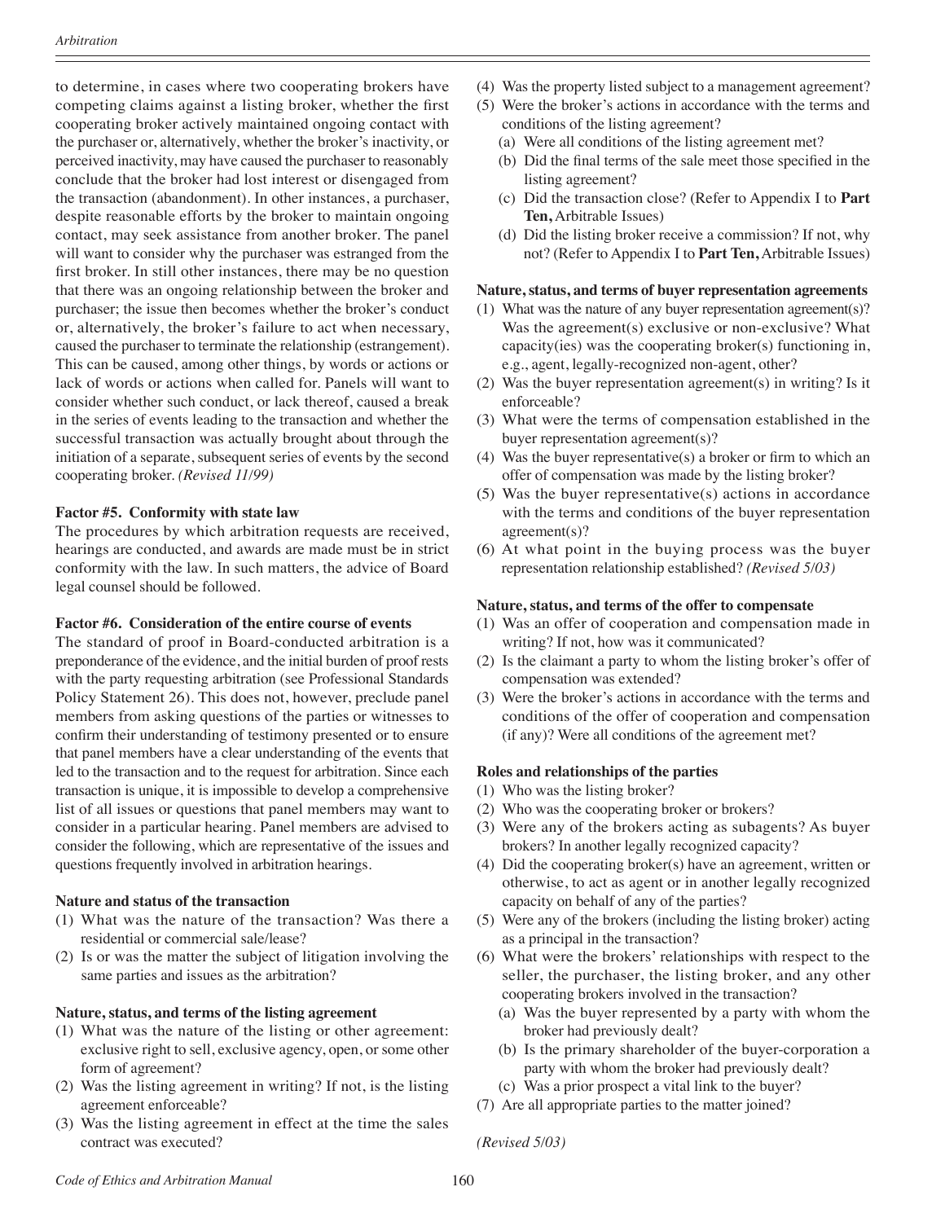to determine, in cases where two cooperating brokers have competing claims against a listing broker, whether the first cooperating broker actively maintained ongoing contact with the purchaser or, alternatively, whether the broker's inactivity, or perceived inactivity, may have caused the purchaser to reasonably conclude that the broker had lost interest or disengaged from the transaction (abandonment). In other instances, a purchaser, despite reasonable efforts by the broker to maintain ongoing contact, may seek assistance from another broker. The panel will want to consider why the purchaser was estranged from the first broker. In still other instances, there may be no question that there was an ongoing relationship between the broker and purchaser; the issue then becomes whether the broker's conduct or, alternatively, the broker's failure to act when necessary, caused the purchaser to terminate the relationship (estrangement). This can be caused, among other things, by words or actions or lack of words or actions when called for. Panels will want to consider whether such conduct, or lack thereof, caused a break in the series of events leading to the transaction and whether the successful transaction was actually brought about through the initiation of a separate, subsequent series of events by the second cooperating broker. *(Revised 11/99)*

**Factor #5. Conformity with state law**

The procedures by which arbitration requests are received, hearings are conducted, and awards are made must be in strict conformity with the law. In such matters, the advice of Board legal counsel should be followed.

**Factor #6. Consideration of the entire course of events**

The standard of proof in Board-conducted arbitration is a preponderance of the evidence, and the initial burden of proof rests with the party requesting arbitration (see Professional Standards Policy Statement 26). This does not, however, preclude panel members from asking questions of the parties or witnesses to confirm their understanding of testimony presented or to ensure that panel members have a clear understanding of the events that led to the transaction and to the request for arbitration. Since each transaction is unique, it is impossible to develop a comprehensive list of all issues or questions that panel members may want to consider in a particular hearing. Panel members are advised to consider the following, which are representative of the issues and questions frequently involved in arbitration hearings.

**Nature and status of the transaction**

(1) What was the nature of the transaction? Was there a residential or commercial sale/lease?
(2) Is or was the matter the subject of litigation involving the same parties and issues as the arbitration?

**Nature, status, and terms of the listing agreement**

(1) What was the nature of the listing or other agreement: exclusive right to sell, exclusive agency, open, or some other form of agreement?
(2) Was the listing agreement in writing? If not, is the listing agreement enforceable?
(3) Was the listing agreement in effect at the time the sales contract was executed?
(4) Was the property listed subject to a management agreement?
(5) Were the broker's actions in accordance with the terms and conditions of the listing agreement?
   (a) Were all conditions of the listing agreement met?
   (b) Did the final terms of the sale meet those specified in the listing agreement?
   (c) Did the transaction close? (Refer to Appendix I to **Part Ten,** Arbitrable Issues)
   (d) Did the listing broker receive a commission? If not, why not? (Refer to Appendix I to **Part Ten,** Arbitrable Issues)

**Nature, status, and terms of buyer representation agreements**

(1) What was the nature of any buyer representation agreement(s)? Was the agreement(s) exclusive or non-exclusive? What capacity(ies) was the cooperating broker(s) functioning in, e.g., agent, legally-recognized non-agent, other?
(2) Was the buyer representation agreement(s) in writing? Is it enforceable?
(3) What were the terms of compensation established in the buyer representation agreement(s)?
(4) Was the buyer representative(s) a broker or firm to which an offer of compensation was made by the listing broker?
(5) Was the buyer representative(s) actions in accordance with the terms and conditions of the buyer representation agreement(s)?
(6) At what point in the buying process was the buyer representation relationship established? *(Revised 5/03)*

**Nature, status, and terms of the offer to compensate**

(1) Was an offer of cooperation and compensation made in writing? If not, how was it communicated?
(2) Is the claimant a party to whom the listing broker's offer of compensation was extended?
(3) Were the broker's actions in accordance with the terms and conditions of the offer of cooperation and compensation (if any)? Were all conditions of the agreement met?

**Roles and relationships of the parties**

(1) Who was the listing broker?
(2) Who was the cooperating broker or brokers?
(3) Were any of the brokers acting as subagents? As buyer brokers? In another legally recognized capacity?
(4) Did the cooperating broker(s) have an agreement, written or otherwise, to act as agent or in another legally recognized capacity on behalf of any of the parties?
(5) Were any of the brokers (including the listing broker) acting as a principal in the transaction?
(6) What were the brokers' relationships with respect to the seller, the purchaser, the listing broker, and any other cooperating brokers involved in the transaction?
   (a) Was the buyer represented by a party with whom the broker had previously dealt?
   (b) Is the primary shareholder of the buyer-corporation a party with whom the broker had previously dealt?
   (c) Was a prior prospect a vital link to the buyer?
(7) Are all appropriate parties to the matter joined?

*(Revised 5/03)*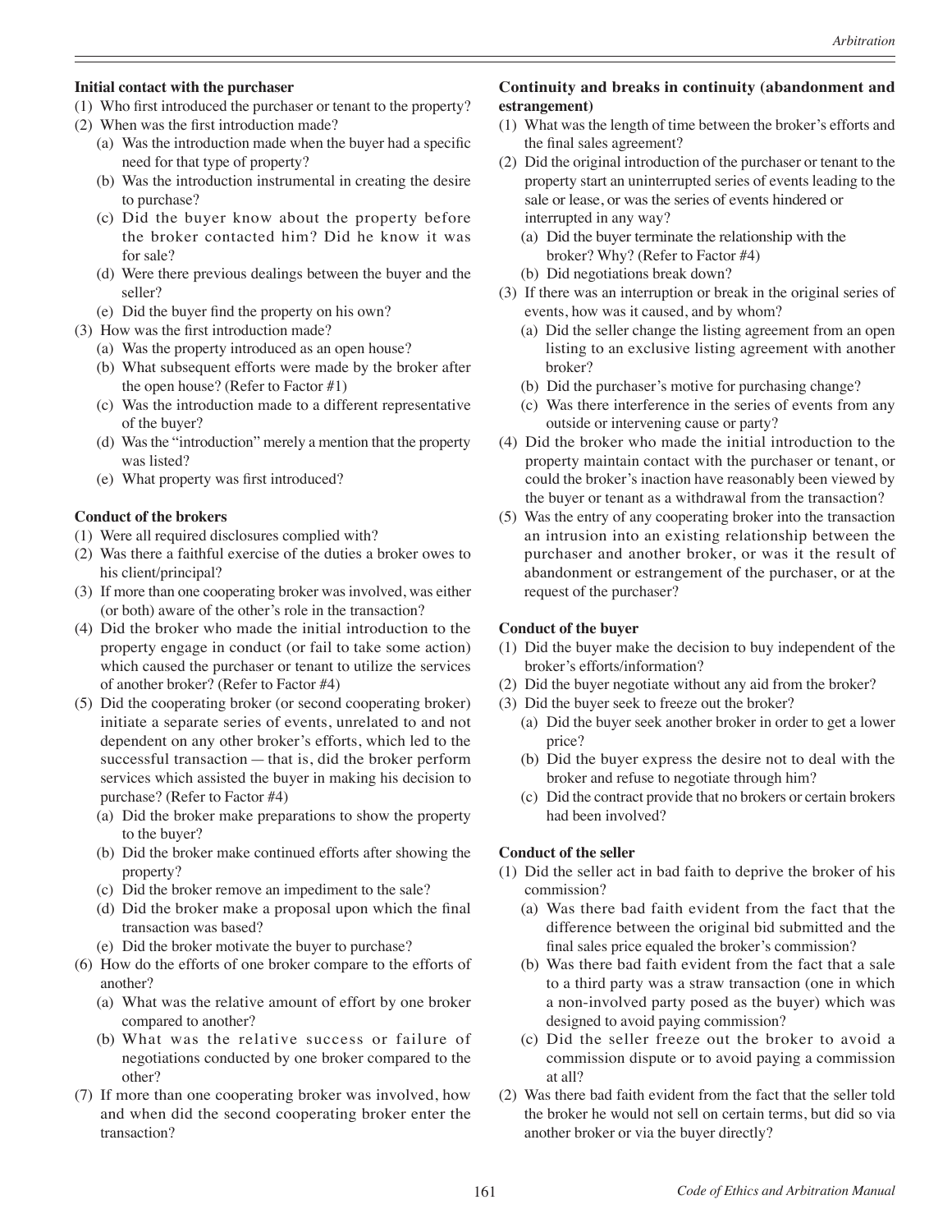**Initial contact with the purchaser**

(1) Who first introduced the purchaser or tenant to the property?
(2) When was the first introduction made?
   (a) Was the introduction made when the buyer had a specific need for that type of property?
   (b) Was the introduction instrumental in creating the desire to purchase?
   (c) Did the buyer know about the property before the broker contacted him? Did he know it was for sale?
   (d) Were there previous dealings between the buyer and the seller?
   (e) Did the buyer find the property on his own?
(3) How was the first introduction made?
   (a) Was the property introduced as an open house?
   (b) What subsequent efforts were made by the broker after the open house? (Refer to Factor #1)
   (c) Was the introduction made to a different representative of the buyer?
   (d) Was the "introduction" merely a mention that the property was listed?
   (e) What property was first introduced?

**Conduct of the brokers**

(1) Were all required disclosures complied with?
(2) Was there a faithful exercise of the duties a broker owes to his client/principal?
(3) If more than one cooperating broker was involved, was either (or both) aware of the other's role in the transaction?
(4) Did the broker who made the initial introduction to the property engage in conduct (or fail to take some action) which caused the purchaser or tenant to utilize the services of another broker? (Refer to Factor #4)
(5) Did the cooperating broker (or second cooperating broker) initiate a separate series of events, unrelated to and not dependent on any other broker's efforts, which led to the successful transaction — that is, did the broker perform services which assisted the buyer in making his decision to purchase? (Refer to Factor #4)
   (a) Did the broker make preparations to show the property to the buyer?
   (b) Did the broker make continued efforts after showing the property?
   (c) Did the broker remove an impediment to the sale?
   (d) Did the broker make a proposal upon which the final transaction was based?
   (e) Did the broker motivate the buyer to purchase?
(6) How do the efforts of one broker compare to the efforts of another?
   (a) What was the relative amount of effort by one broker compared to another?
   (b) What was the relative success or failure of negotiations conducted by one broker compared to the other?
(7) If more than one cooperating broker was involved, how and when did the second cooperating broker enter the transaction?

**Continuity and breaks in continuity (abandonment and estrangement)**

(1) What was the length of time between the broker's efforts and the final sales agreement?
(2) Did the original introduction of the purchaser or tenant to the property start an uninterrupted series of events leading to the sale or lease, or was the series of events hindered or interrupted in any way?
   (a) Did the buyer terminate the relationship with the broker? Why? (Refer to Factor #4)
   (b) Did negotiations break down?
(3) If there was an interruption or break in the original series of events, how was it caused, and by whom?
   (a) Did the seller change the listing agreement from an open listing to an exclusive listing agreement with another broker?
   (b) Did the purchaser's motive for purchasing change?
   (c) Was there interference in the series of events from any outside or intervening cause or party?
(4) Did the broker who made the initial introduction to the property maintain contact with the purchaser or tenant, or could the broker's inaction have reasonably been viewed by the buyer or tenant as a withdrawal from the transaction?
(5) Was the entry of any cooperating broker into the transaction an intrusion into an existing relationship between the purchaser and another broker, or was it the result of abandonment or estrangement of the purchaser, or at the request of the purchaser?

**Conduct of the buyer**

(1) Did the buyer make the decision to buy independent of the broker's efforts/information?
(2) Did the buyer negotiate without any aid from the broker?
(3) Did the buyer seek to freeze out the broker?
   (a) Did the buyer seek another broker in order to get a lower price?
   (b) Did the buyer express the desire not to deal with the broker and refuse to negotiate through him?
   (c) Did the contract provide that no brokers or certain brokers had been involved?

**Conduct of the seller**

(1) Did the seller act in bad faith to deprive the broker of his commission?
   (a) Was there bad faith evident from the fact that the difference between the original bid submitted and the final sales price equaled the broker's commission?
   (b) Was there bad faith evident from the fact that a sale to a third party was a straw transaction (one in which a non-involved party posed as the buyer) which was designed to avoid paying commission?
   (c) Did the seller freeze out the broker to avoid a commission dispute or to avoid paying a commission at all?
(2) Was there bad faith evident from the fact that the seller told the broker he would not sell on certain terms, but did so via another broker or via the buyer directly?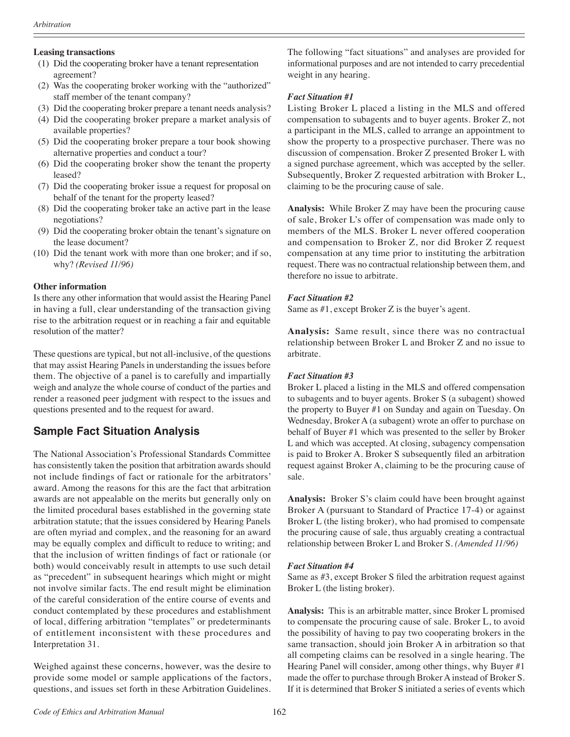**Leasing transactions**

1. Did the cooperating broker have a tenant representation agreement?
2. Was the cooperating broker working with the "authorized" staff member of the tenant company?
3. Did the cooperating broker prepare a tenant needs analysis?
4. Did the cooperating broker prepare a market analysis of available properties?
5. Did the cooperating broker prepare a tour book showing alternative properties and conduct a tour?
6. Did the cooperating broker show the tenant the property leased?
7. Did the cooperating broker issue a request for proposal on behalf of the tenant for the property leased?
8. Did the cooperating broker take an active part in the lease negotiations?
9. Did the cooperating broker obtain the tenant's signature on the lease document?
10. Did the tenant work with more than one broker; and if so, why? *(Revised 11/96)*

**Other information**

Is there any other information that would assist the Hearing Panel in having a full, clear understanding of the transaction giving rise to the arbitration request or in reaching a fair and equitable resolution of the matter?

These questions are typical, but not all-inclusive, of the questions that may assist Hearing Panels in understanding the issues before them. The objective of a panel is to carefully and impartially weigh and analyze the whole course of conduct of the parties and render a reasoned peer judgment with respect to the issues and questions presented and to the request for award.

## Sample Fact Situation Analysis

The National Association's Professional Standards Committee has consistently taken the position that arbitration awards should not include findings of fact or rationale for the arbitrators' award. Among the reasons for this are the fact that arbitration awards are not appealable on the merits but generally only on the limited procedural bases established in the governing state arbitration statute; that the issues considered by Hearing Panels are often myriad and complex, and the reasoning for an award may be equally complex and difficult to reduce to writing; and that the inclusion of written findings of fact or rationale (or both) would conceivably result in attempts to use such detail as "precedent" in subsequent hearings which might or might not involve similar facts. The end result might be elimination of the careful consideration of the entire course of events and conduct contemplated by these procedures and establishment of local, differing arbitration "templates" or predeterminants of entitlement inconsistent with these procedures and Interpretation 31.

Weighed against these concerns, however, was the desire to provide some model or sample applications of the factors, questions, and issues set forth in these Arbitration Guidelines. The following "fact situations" and analyses are provided for informational purposes and are not intended to carry precedential weight in any hearing.

***Fact Situation #1***

Listing Broker L placed a listing in the MLS and offered compensation to subagents and to buyer agents. Broker Z, not a participant in the MLS, called to arrange an appointment to show the property to a prospective purchaser. There was no discussion of compensation. Broker Z presented Broker L with a signed purchase agreement, which was accepted by the seller. Subsequently, Broker Z requested arbitration with Broker L, claiming to be the procuring cause of sale.

**Analysis:** While Broker Z may have been the procuring cause of sale, Broker L's offer of compensation was made only to members of the MLS. Broker L never offered cooperation and compensation to Broker Z, nor did Broker Z request compensation at any time prior to instituting the arbitration request. There was no contractual relationship between them, and therefore no issue to arbitrate.

***Fact Situation #2***

Same as #1, except Broker Z is the buyer's agent.

**Analysis:** Same result, since there was no contractual relationship between Broker L and Broker Z and no issue to arbitrate.

***Fact Situation #3***

Broker L placed a listing in the MLS and offered compensation to subagents and to buyer agents. Broker S (a subagent) showed the property to Buyer #1 on Sunday and again on Tuesday. On Wednesday, Broker A (a subagent) wrote an offer to purchase on behalf of Buyer #1 which was presented to the seller by Broker L and which was accepted. At closing, subagency compensation is paid to Broker A. Broker S subsequently filed an arbitration request against Broker A, claiming to be the procuring cause of sale.

**Analysis:** Broker S's claim could have been brought against Broker A (pursuant to Standard of Practice 17-4) or against Broker L (the listing broker), who had promised to compensate the procuring cause of sale, thus arguably creating a contractual relationship between Broker L and Broker S. *(Amended 11/96)*

***Fact Situation #4***

Same as #3, except Broker S filed the arbitration request against Broker L (the listing broker).

**Analysis:** This is an arbitrable matter, since Broker L promised to compensate the procuring cause of sale. Broker L, to avoid the possibility of having to pay two cooperating brokers in the same transaction, should join Broker A in arbitration so that all competing claims can be resolved in a single hearing. The Hearing Panel will consider, among other things, why Buyer #1 made the offer to purchase through Broker A instead of Broker S. If it is determined that Broker S initiated a series of events which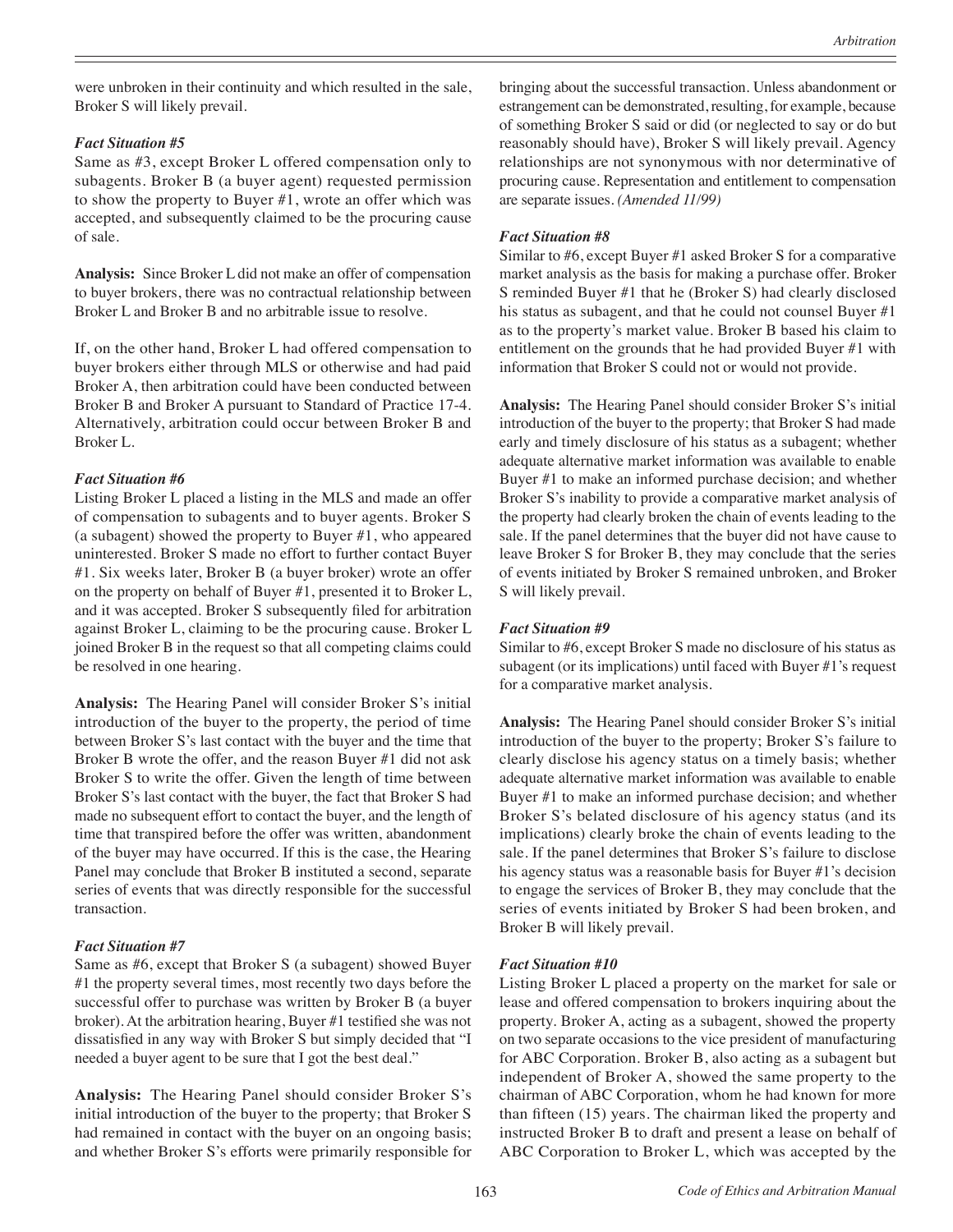were unbroken in their continuity and which resulted in the sale, Broker S will likely prevail.

***Fact Situation #5***

Same as #3, except Broker L offered compensation only to subagents. Broker B (a buyer agent) requested permission to show the property to Buyer #1, wrote an offer which was accepted, and subsequently claimed to be the procuring cause of sale.

**Analysis:** Since Broker L did not make an offer of compensation to buyer brokers, there was no contractual relationship between Broker L and Broker B and no arbitrable issue to resolve.

If, on the other hand, Broker L had offered compensation to buyer brokers either through MLS or otherwise and had paid Broker A, then arbitration could have been conducted between Broker B and Broker A pursuant to Standard of Practice 17-4. Alternatively, arbitration could occur between Broker B and Broker L.

***Fact Situation #6***

Listing Broker L placed a listing in the MLS and made an offer of compensation to subagents and to buyer agents. Broker S (a subagent) showed the property to Buyer #1, who appeared uninterested. Broker S made no effort to further contact Buyer #1. Six weeks later, Broker B (a buyer broker) wrote an offer on the property on behalf of Buyer #1, presented it to Broker L, and it was accepted. Broker S subsequently filed for arbitration against Broker L, claiming to be the procuring cause. Broker L joined Broker B in the request so that all competing claims could be resolved in one hearing.

**Analysis:** The Hearing Panel will consider Broker S's initial introduction of the buyer to the property, the period of time between Broker S's last contact with the buyer and the time that Broker B wrote the offer, and the reason Buyer #1 did not ask Broker S to write the offer. Given the length of time between Broker S's last contact with the buyer, the fact that Broker S had made no subsequent effort to contact the buyer, and the length of time that transpired before the offer was written, abandonment of the buyer may have occurred. If this is the case, the Hearing Panel may conclude that Broker B instituted a second, separate series of events that was directly responsible for the successful transaction.

***Fact Situation #7***

Same as #6, except that Broker S (a subagent) showed Buyer #1 the property several times, most recently two days before the successful offer to purchase was written by Broker B (a buyer broker). At the arbitration hearing, Buyer #1 testified she was not dissatisfied in any way with Broker S but simply decided that "I needed a buyer agent to be sure that I got the best deal."

**Analysis:** The Hearing Panel should consider Broker S's initial introduction of the buyer to the property; that Broker S had remained in contact with the buyer on an ongoing basis; and whether Broker S's efforts were primarily responsible for bringing about the successful transaction. Unless abandonment or estrangement can be demonstrated, resulting, for example, because of something Broker S said or did (or neglected to say or do but reasonably should have), Broker S will likely prevail. Agency relationships are not synonymous with nor determinative of procuring cause. Representation and entitlement to compensation are separate issues. *(Amended 11/99)*

***Fact Situation #8***

Similar to #6, except Buyer #1 asked Broker S for a comparative market analysis as the basis for making a purchase offer. Broker S reminded Buyer #1 that he (Broker S) had clearly disclosed his status as subagent, and that he could not counsel Buyer #1 as to the property's market value. Broker B based his claim to entitlement on the grounds that he had provided Buyer #1 with information that Broker S could not or would not provide.

**Analysis:** The Hearing Panel should consider Broker S's initial introduction of the buyer to the property; that Broker S had made early and timely disclosure of his status as a subagent; whether adequate alternative market information was available to enable Buyer #1 to make an informed purchase decision; and whether Broker S's inability to provide a comparative market analysis of the property had clearly broken the chain of events leading to the sale. If the panel determines that the buyer did not have cause to leave Broker S for Broker B, they may conclude that the series of events initiated by Broker S remained unbroken, and Broker S will likely prevail.

***Fact Situation #9***

Similar to #6, except Broker S made no disclosure of his status as subagent (or its implications) until faced with Buyer #1's request for a comparative market analysis.

**Analysis:** The Hearing Panel should consider Broker S's initial introduction of the buyer to the property; Broker S's failure to clearly disclose his agency status on a timely basis; whether adequate alternative market information was available to enable Buyer #1 to make an informed purchase decision; and whether Broker S's belated disclosure of his agency status (and its implications) clearly broke the chain of events leading to the sale. If the panel determines that Broker S's failure to disclose his agency status was a reasonable basis for Buyer #1's decision to engage the services of Broker B, they may conclude that the series of events initiated by Broker S had been broken, and Broker B will likely prevail.

***Fact Situation #10***

Listing Broker L placed a property on the market for sale or lease and offered compensation to brokers inquiring about the property. Broker A, acting as a subagent, showed the property on two separate occasions to the vice president of manufacturing for ABC Corporation. Broker B, also acting as a subagent but independent of Broker A, showed the same property to the chairman of ABC Corporation, whom he had known for more than fifteen (15) years. The chairman liked the property and instructed Broker B to draft and present a lease on behalf of ABC Corporation to Broker L, which was accepted by the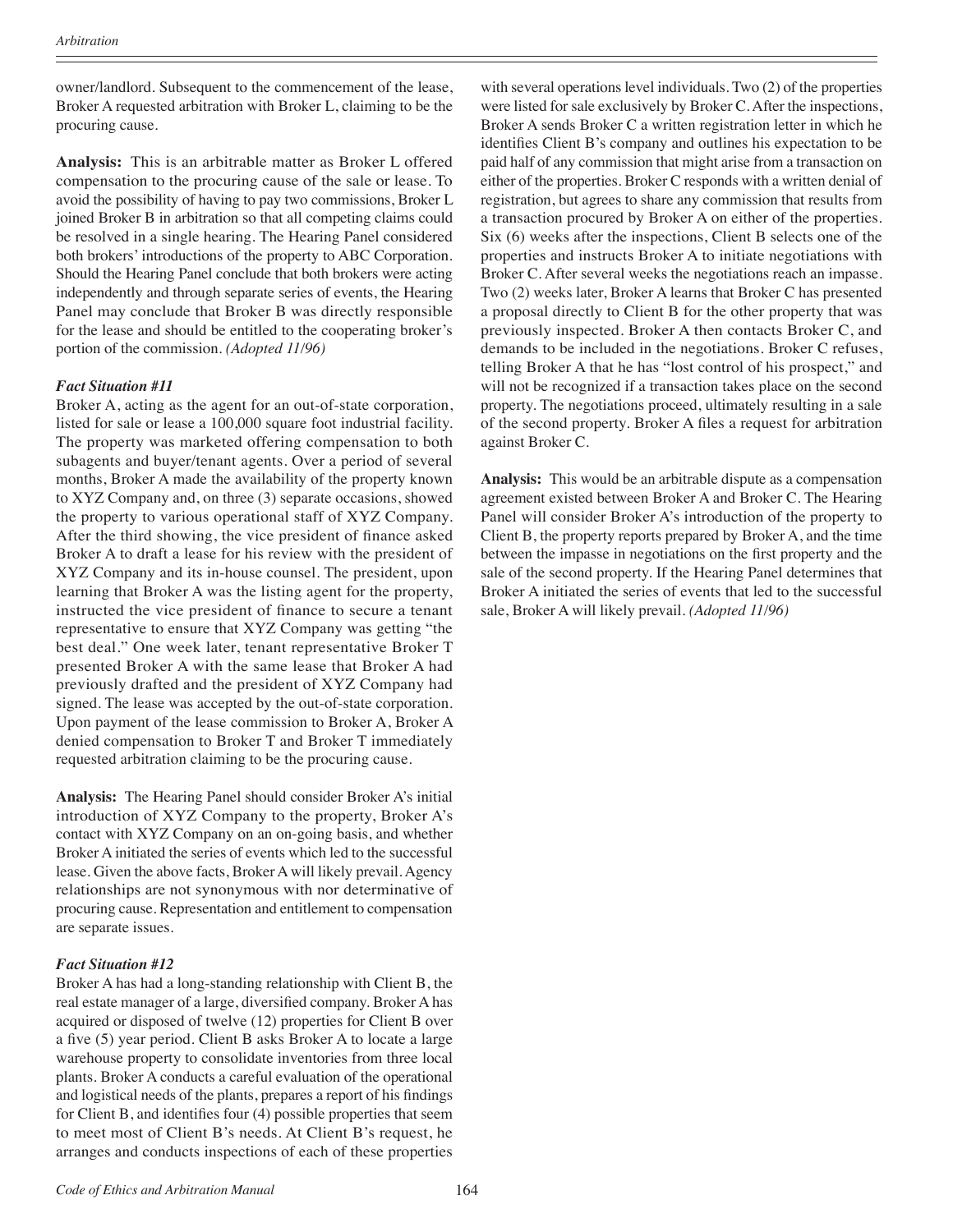owner/landlord. Subsequent to the commencement of the lease, Broker A requested arbitration with Broker L, claiming to be the procuring cause.

**Analysis:** This is an arbitrable matter as Broker L offered compensation to the procuring cause of the sale or lease. To avoid the possibility of having to pay two commissions, Broker L joined Broker B in arbitration so that all competing claims could be resolved in a single hearing. The Hearing Panel considered both brokers' introductions of the property to ABC Corporation. Should the Hearing Panel conclude that both brokers were acting independently and through separate series of events, the Hearing Panel may conclude that Broker B was directly responsible for the lease and should be entitled to the cooperating broker's portion of the commission. *(Adopted 11/96)*

***Fact Situation #11***

Broker A, acting as the agent for an out-of-state corporation, listed for sale or lease a 100,000 square foot industrial facility. The property was marketed offering compensation to both subagents and buyer/tenant agents. Over a period of several months, Broker A made the availability of the property known to XYZ Company and, on three (3) separate occasions, showed the property to various operational staff of XYZ Company. After the third showing, the vice president of finance asked Broker A to draft a lease for his review with the president of XYZ Company and its in-house counsel. The president, upon learning that Broker A was the listing agent for the property, instructed the vice president of finance to secure a tenant representative to ensure that XYZ Company was getting "the best deal." One week later, tenant representative Broker T presented Broker A with the same lease that Broker A had previously drafted and the president of XYZ Company had signed. The lease was accepted by the out-of-state corporation. Upon payment of the lease commission to Broker A, Broker A denied compensation to Broker T and Broker T immediately requested arbitration claiming to be the procuring cause.

**Analysis:** The Hearing Panel should consider Broker A's initial introduction of XYZ Company to the property, Broker A's contact with XYZ Company on an on-going basis, and whether Broker A initiated the series of events which led to the successful lease. Given the above facts, Broker A will likely prevail. Agency relationships are not synonymous with nor determinative of procuring cause. Representation and entitlement to compensation are separate issues.

***Fact Situation #12***

Broker A has had a long-standing relationship with Client B, the real estate manager of a large, diversified company. Broker A has acquired or disposed of twelve (12) properties for Client B over a five (5) year period. Client B asks Broker A to locate a large warehouse property to consolidate inventories from three local plants. Broker A conducts a careful evaluation of the operational and logistical needs of the plants, prepares a report of his findings for Client B, and identifies four (4) possible properties that seem to meet most of Client B's needs. At Client B's request, he arranges and conducts inspections of each of these properties with several operations level individuals. Two (2) of the properties were listed for sale exclusively by Broker C. After the inspections, Broker A sends Broker C a written registration letter in which he identifies Client B's company and outlines his expectation to be paid half of any commission that might arise from a transaction on either of the properties. Broker C responds with a written denial of registration, but agrees to share any commission that results from a transaction procured by Broker A on either of the properties. Six (6) weeks after the inspections, Client B selects one of the properties and instructs Broker A to initiate negotiations with Broker C. After several weeks the negotiations reach an impasse. Two (2) weeks later, Broker A learns that Broker C has presented a proposal directly to Client B for the other property that was previously inspected. Broker A then contacts Broker C, and demands to be included in the negotiations. Broker C refuses, telling Broker A that he has "lost control of his prospect," and will not be recognized if a transaction takes place on the second property. The negotiations proceed, ultimately resulting in a sale of the second property. Broker A files a request for arbitration against Broker C.

**Analysis:** This would be an arbitrable dispute as a compensation agreement existed between Broker A and Broker C. The Hearing Panel will consider Broker A's introduction of the property to Client B, the property reports prepared by Broker A, and the time between the impasse in negotiations on the first property and the sale of the second property. If the Hearing Panel determines that Broker A initiated the series of events that led to the successful sale, Broker A will likely prevail. *(Adopted 11/96)*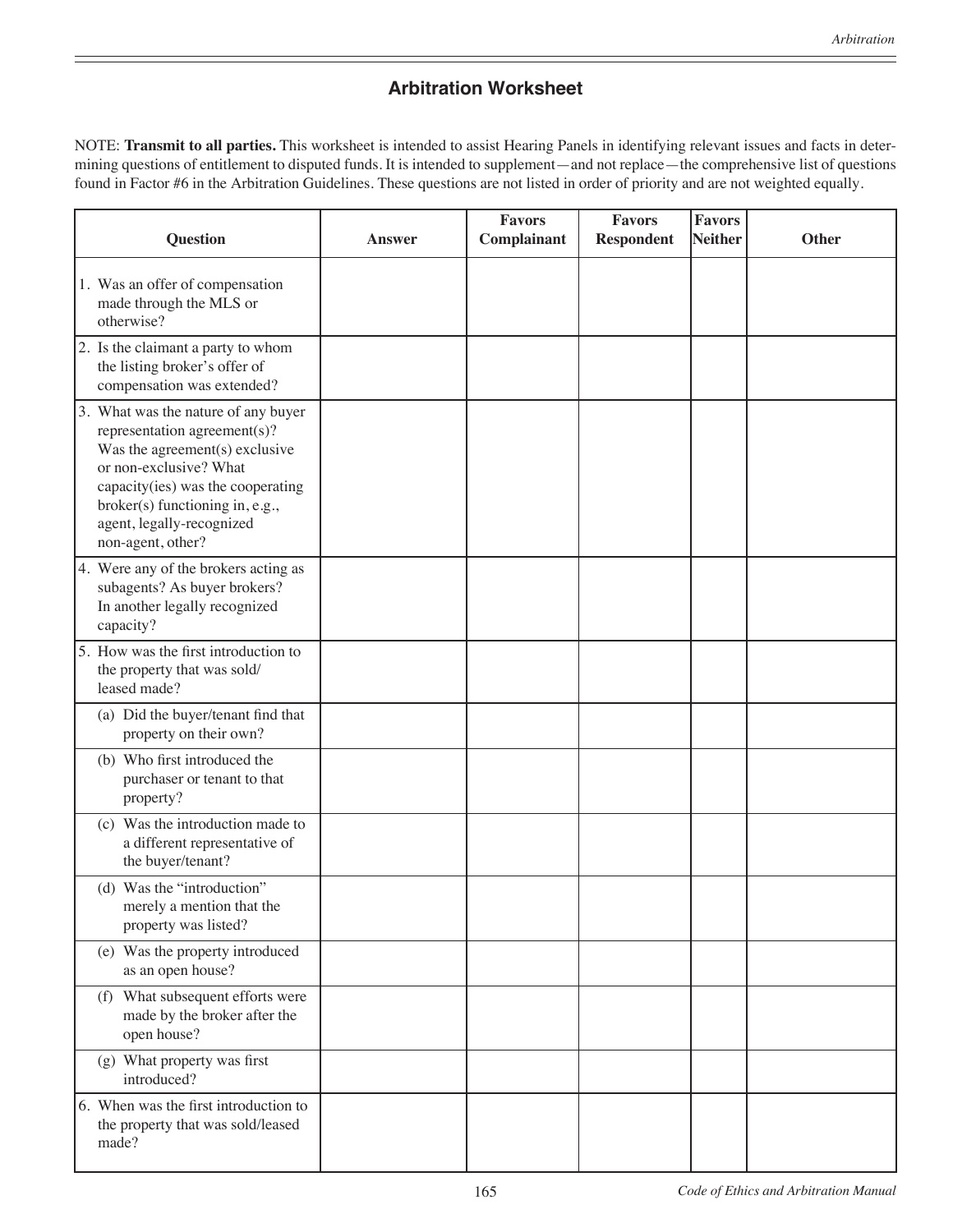## Arbitration Worksheet

NOTE: **Transmit to all parties.** This worksheet is intended to assist Hearing Panels in identifying relevant issues and facts in determining questions of entitlement to disputed funds. It is intended to supplement—and not replace—the comprehensive list of questions found in Factor #6 in the Arbitration Guidelines. These questions are not listed in order of priority and are not weighted equally.

| Question | Answer | Favors Complainant | Favors Respondent | Favors Neither | Other |
|---|---|---|---|---|---|
| 1. Was an offer of compensation made through the MLS or otherwise? | | | | | |
| 2. Is the claimant a party to whom the listing broker's offer of compensation was extended? | | | | | |
| 3. What was the nature of any buyer representation agreement(s)? Was the agreement(s) exclusive or non-exclusive? What capacity(ies) was the cooperating broker(s) functioning in, e.g., agent, legally-recognized non-agent, other? | | | | | |
| 4. Were any of the brokers acting as subagents? As buyer brokers? In another legally recognized capacity? | | | | | |
| 5. How was the first introduction to the property that was sold/leased made? | | | | | |
| (a) Did the buyer/tenant find that property on their own? | | | | | |
| (b) Who first introduced the purchaser or tenant to that property? | | | | | |
| (c) Was the introduction made to a different representative of the buyer/tenant? | | | | | |
| (d) Was the "introduction" merely a mention that the property was listed? | | | | | |
| (e) Was the property introduced as an open house? | | | | | |
| (f) What subsequent efforts were made by the broker after the open house? | | | | | |
| (g) What property was first introduced? | | | | | |
| 6. When was the first introduction to the property that was sold/leased made? | | | | | |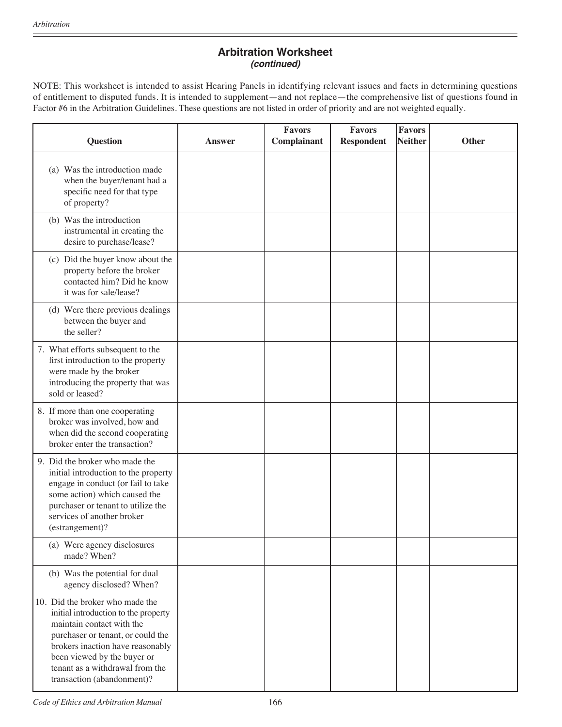## Arbitration Worksheet
***(continued)***

NOTE: This worksheet is intended to assist Hearing Panels in identifying relevant issues and facts in determining questions of entitlement to disputed funds. It is intended to supplement—and not replace—the comprehensive list of questions found in Factor #6 in the Arbitration Guidelines. These questions are not listed in order of priority and are not weighted equally.

| Question | Answer | Favors Complainant | Favors Respondent | Favors Neither | Other |
|---|---|---|---|---|---|
| (a) Was the introduction made when the buyer/tenant had a specific need for that type of property? | | | | | |
| (b) Was the introduction instrumental in creating the desire to purchase/lease? | | | | | |
| (c) Did the buyer know about the property before the broker contacted him? Did he know it was for sale/lease? | | | | | |
| (d) Were there previous dealings between the buyer and the seller? | | | | | |
| 7. What efforts subsequent to the first introduction to the property were made by the broker introducing the property that was sold or leased? | | | | | |
| 8. If more than one cooperating broker was involved, how and when did the second cooperating broker enter the transaction? | | | | | |
| 9. Did the broker who made the initial introduction to the property engage in conduct (or fail to take some action) which caused the purchaser or tenant to utilize the services of another broker (estrangement)? | | | | | |
| (a) Were agency disclosures made? When? | | | | | |
| (b) Was the potential for dual agency disclosed? When? | | | | | |
| 10. Did the broker who made the initial introduction to the property maintain contact with the purchaser or tenant, or could the brokers inaction have reasonably been viewed by the buyer or tenant as a withdrawal from the transaction (abandonment)? | | | | | |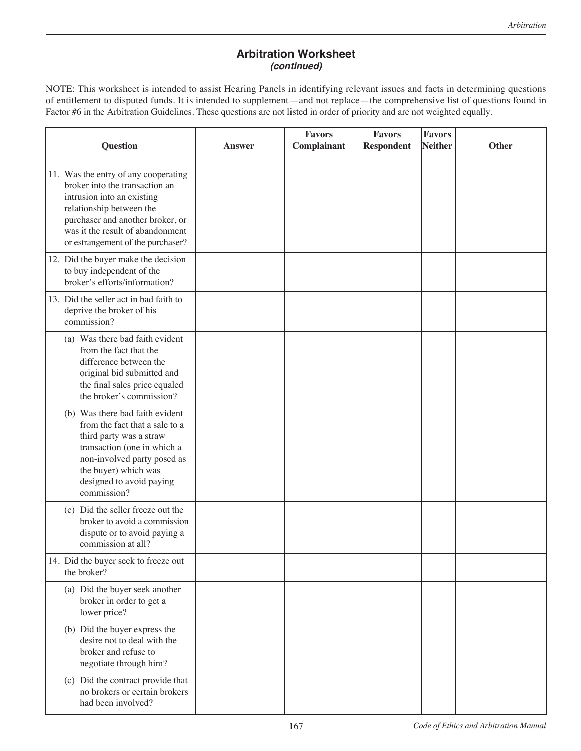## Arbitration Worksheet
### *(continued)*

NOTE: This worksheet is intended to assist Hearing Panels in identifying relevant issues and facts in determining questions of entitlement to disputed funds. It is intended to supplement—and not replace—the comprehensive list of questions found in Factor #6 in the Arbitration Guidelines. These questions are not listed in order of priority and are not weighted equally.

| Question | Answer | Favors Complainant | Favors Respondent | Favors Neither | Other |
|---|---|---|---|---|---|
| 11. Was the entry of any cooperating broker into the transaction an intrusion into an existing relationship between the purchaser and another broker, or was it the result of abandonment or estrangement of the purchaser? | | | | | |
| 12. Did the buyer make the decision to buy independent of the broker's efforts/information? | | | | | |
| 13. Did the seller act in bad faith to deprive the broker of his commission? | | | | | |
| (a) Was there bad faith evident from the fact that the difference between the original bid submitted and the final sales price equaled the broker's commission? | | | | | |
| (b) Was there bad faith evident from the fact that a sale to a third party was a straw transaction (one in which a non-involved party posed as the buyer) which was designed to avoid paying commission? | | | | | |
| (c) Did the seller freeze out the broker to avoid a commission dispute or to avoid paying a commission at all? | | | | | |
| 14. Did the buyer seek to freeze out the broker? | | | | | |
| (a) Did the buyer seek another broker in order to get a lower price? | | | | | |
| (b) Did the buyer express the desire not to deal with the broker and refuse to negotiate through him? | | | | | |
| (c) Did the contract provide that no brokers or certain brokers had been involved? | | | | | |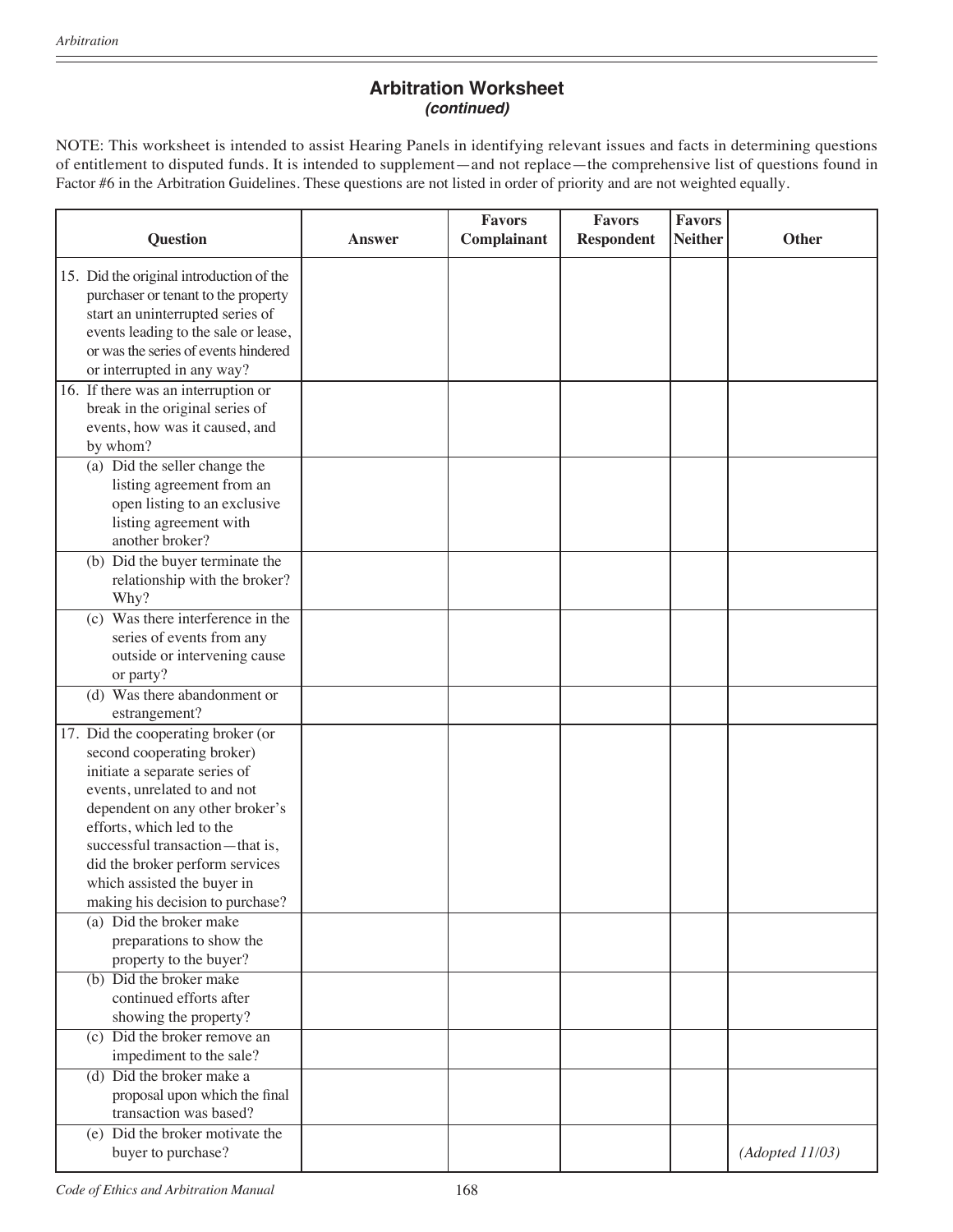## Arbitration Worksheet
### *(continued)*

NOTE: This worksheet is intended to assist Hearing Panels in identifying relevant issues and facts in determining questions of entitlement to disputed funds. It is intended to supplement—and not replace—the comprehensive list of questions found in Factor #6 in the Arbitration Guidelines. These questions are not listed in order of priority and are not weighted equally.

| Question | Answer | Favors Complainant | Favors Respondent | Favors Neither | Other |
|---|---|---|---|---|---|
| 15. Did the original introduction of the purchaser or tenant to the property start an uninterrupted series of events leading to the sale or lease, or was the series of events hindered or interrupted in any way? | | | | | |
| 16. If there was an interruption or break in the original series of events, how was it caused, and by whom? | | | | | |
| (a) Did the seller change the listing agreement from an open listing to an exclusive listing agreement with another broker? | | | | | |
| (b) Did the buyer terminate the relationship with the broker? Why? | | | | | |
| (c) Was there interference in the series of events from any outside or intervening cause or party? | | | | | |
| (d) Was there abandonment or estrangement? | | | | | |
| 17. Did the cooperating broker (or second cooperating broker) initiate a separate series of events, unrelated to and not dependent on any other broker's efforts, which led to the successful transaction—that is, did the broker perform services which assisted the buyer in making his decision to purchase? | | | | | |
| (a) Did the broker make preparations to show the property to the buyer? | | | | | |
| (b) Did the broker make continued efforts after showing the property? | | | | | |
| (c) Did the broker remove an impediment to the sale? | | | | | |
| (d) Did the broker make a proposal upon which the final transaction was based? | | | | | |
| (e) Did the broker motivate the buyer to purchase? | | | | | *(Adopted 11/03)* |